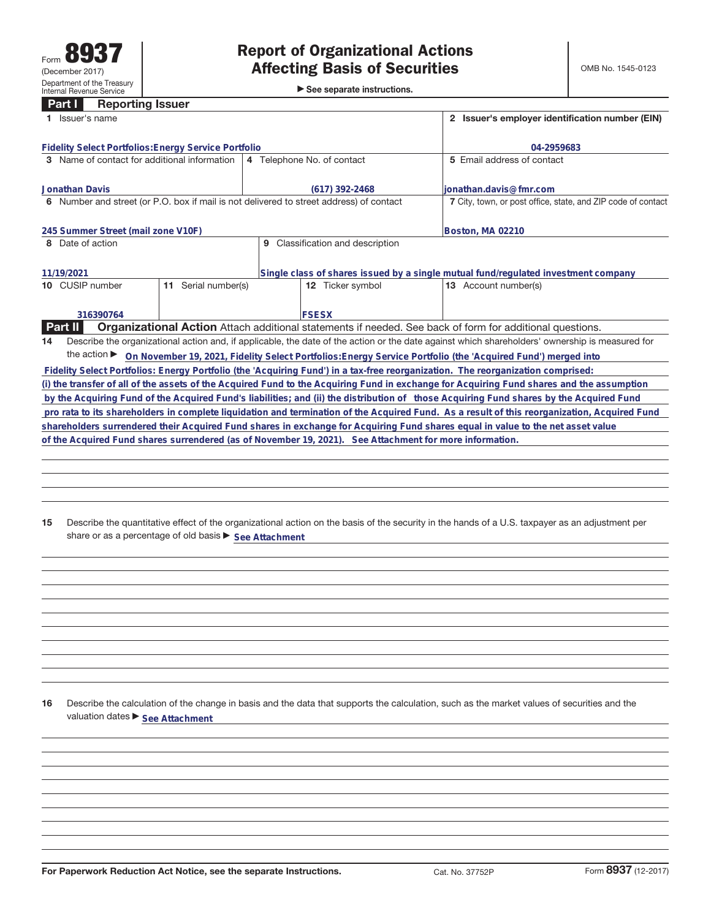Form **8937**
(December 2017)
Department of the Treasury
Internal Revenue Service

# Report of Organizational Actions Affecting Basis of Securities

▶ See separate instructions.

OMB No. 1545-0123

## Part I Reporting Issuer

| | | | |
|---|---|---|---|
| **1** Issuer's name<br>Fidelity Select Portfolios:Energy Service Portfolio | | | **2** Issuer's employer identification number (EIN)<br>04-2959683 |
| **3** Name of contact for additional information<br>Jonathan Davis | **4** Telephone No. of contact<br>(617) 392-2468 | | **5** Email address of contact<br>jonathan.davis@fmr.com |
| **6** Number and street (or P.O. box if mail is not delivered to street address) of contact<br>245 Summer Street (mail zone V10F) | | | **7** City, town, or post office, state, and ZIP code of contact<br>Boston, MA 02210 |
| **8** Date of action<br>11/19/2021 | **9** Classification and description<br>Single class of shares issued by a single mutual fund/regulated investment company | | |
| **10** CUSIP number<br>316390764 | **11** Serial number(s) | **12** Ticker symbol<br>FSESX | **13** Account number(s) |

## Part II Organizational Action

Attach additional statements if needed. See back of form for additional questions.

**14** Describe the organizational action and, if applicable, the date of the action or the date against which shareholders' ownership is measured for the action ▶ On November 19, 2021, Fidelity Select Portfolios:Energy Service Portfolio (the 'Acquired Fund') merged into Fidelity Select Portfolios: Energy Portfolio (the 'Acquiring Fund') in a tax-free reorganization. The reorganization comprised: (i) the transfer of all of the assets of the Acquired Fund to the Acquiring Fund in exchange for Acquiring Fund shares and the assumption by the Acquiring Fund of the Acquired Fund's liabilities; and (ii) the distribution of those Acquiring Fund shares by the Acquired Fund pro rata to its shareholders in complete liquidation and termination of the Acquired Fund. As a result of this reorganization, Acquired Fund shareholders surrendered their Acquired Fund shares in exchange for Acquiring Fund shares equal in value to the net asset value of the Acquired Fund shares surrendered (as of November 19, 2021). See Attachment for more information.

**15** Describe the quantitative effect of the organizational action on the basis of the security in the hands of a U.S. taxpayer as an adjustment per share or as a percentage of old basis ▶ See Attachment

**16** Describe the calculation of the change in basis and the data that supports the calculation, such as the market values of securities and the valuation dates ▶ See Attachment

For Paperwork Reduction Act Notice, see the separate Instructions. Cat. No. 37752P Form **8937** (12-2017)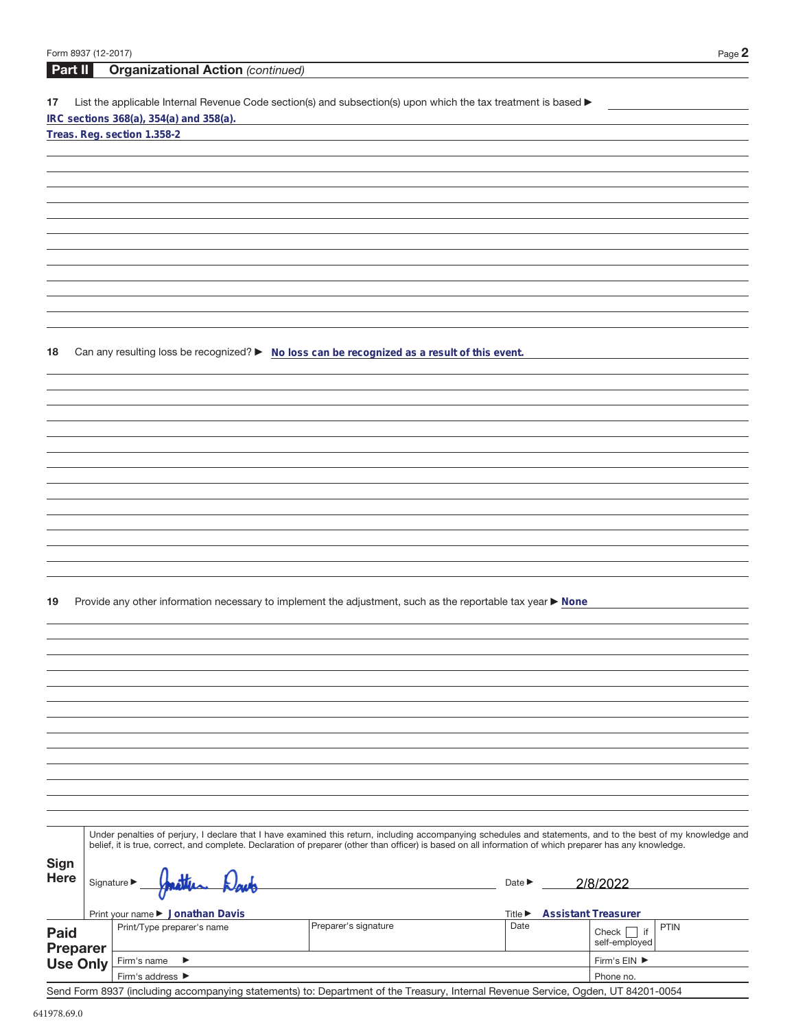## Part II Organizational Action *(continued)*

**17** List the applicable Internal Revenue Code section(s) and subsection(s) upon which the tax treatment is based ▶

IRC sections 368(a), 354(a) and 358(a).

Treas. Reg. section 1.358-2

**18** Can any resulting loss be recognized? ▶ No loss can be recognized as a result of this event.

**19** Provide any other information necessary to implement the adjustment, such as the reportable tax year ▶ None

**Sign Here**

Under penalties of perjury, I declare that I have examined this return, including accompanying schedules and statements, and to the best of my knowledge and belief, it is true, correct, and complete. Declaration of preparer (other than officer) is based on all information of which preparer has any knowledge.

Signature ▶ Jonathan Davis    Date ▶ 2/8/2022

Print your name ▶ Jonathan Davis    Title ▶ Assistant Treasurer

| Paid Preparer Use Only | Print/Type preparer's name | Preparer's signature | Date | Check ☐ if self-employed | PTIN |
|---|---|---|---|---|---|
| | Firm's name ▶ | | | Firm's EIN ▶ | |
| | Firm's address ▶ | | | Phone no. | |

Send Form 8937 (including accompanying statements) to: Department of the Treasury, Internal Revenue Service, Ogden, UT 84201-0054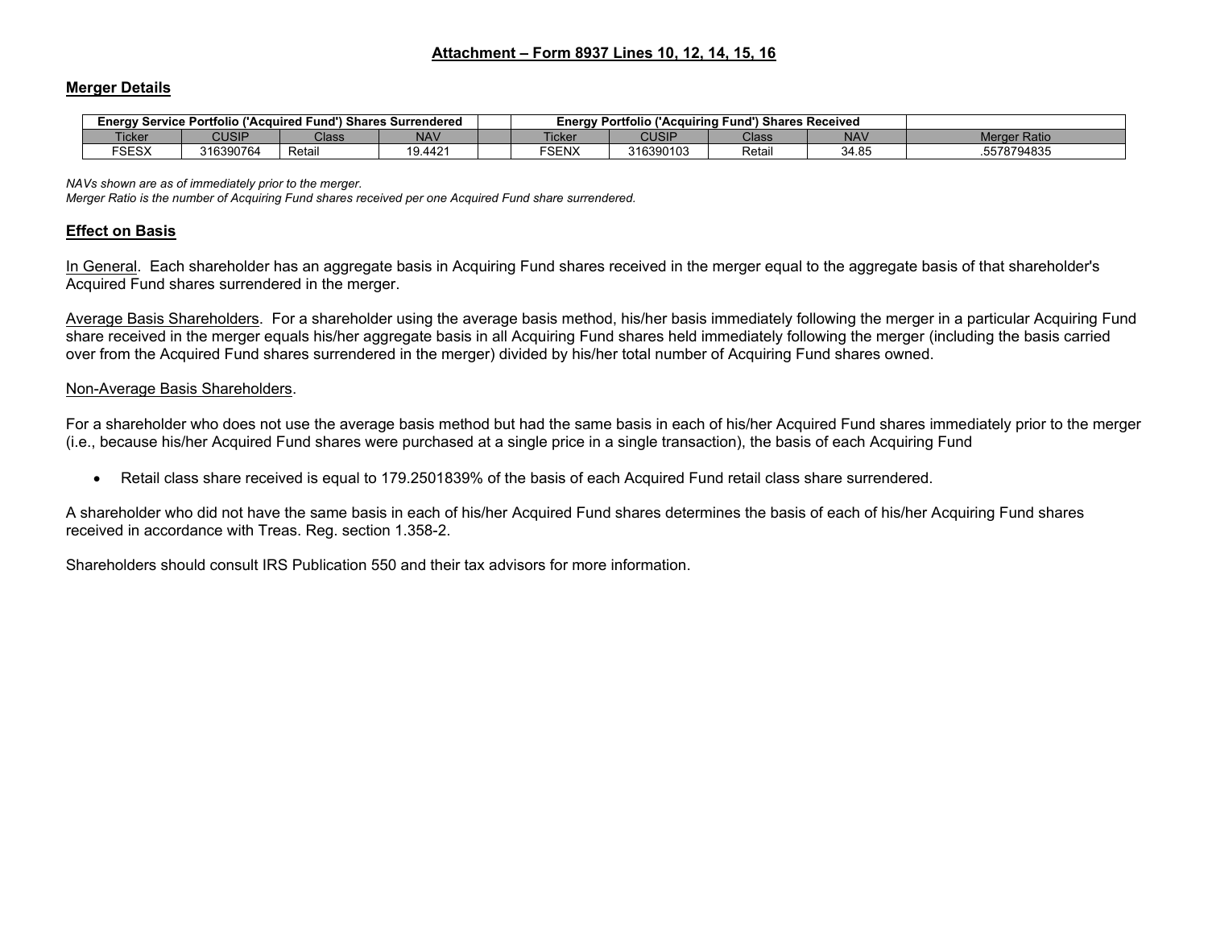## Attachment – Form 8937 Lines 10, 12, 14, 15, 16

### Merger Details

| Energy Service Portfolio ('Acquired Fund') Shares Surrendered | | | | | Energy Portfolio ('Acquiring Fund') Shares Received | | | | |
|---|---|---|---|---|---|---|---|---|---|
| Ticker | CUSIP | Class | NAV | | Ticker | CUSIP | Class | NAV | Merger Ratio |
| FSESX | 316390764 | Retail | 19.4421 | | FSENX | 316390103 | Retail | 34.85 | .5578794835 |

*NAVs shown are as of immediately prior to the merger.*
*Merger Ratio is the number of Acquiring Fund shares received per one Acquired Fund share surrendered.*

### Effect on Basis

In General. Each shareholder has an aggregate basis in Acquiring Fund shares received in the merger equal to the aggregate basis of that shareholder's Acquired Fund shares surrendered in the merger.

Average Basis Shareholders. For a shareholder using the average basis method, his/her basis immediately following the merger in a particular Acquiring Fund share received in the merger equals his/her aggregate basis in all Acquiring Fund shares held immediately following the merger (including the basis carried over from the Acquired Fund shares surrendered in the merger) divided by his/her total number of Acquiring Fund shares owned.

Non-Average Basis Shareholders.

For a shareholder who does not use the average basis method but had the same basis in each of his/her Acquired Fund shares immediately prior to the merger (i.e., because his/her Acquired Fund shares were purchased at a single price in a single transaction), the basis of each Acquiring Fund

- Retail class share received is equal to 179.2501839% of the basis of each Acquired Fund retail class share surrendered.

A shareholder who did not have the same basis in each of his/her Acquired Fund shares determines the basis of each of his/her Acquiring Fund shares received in accordance with Treas. Reg. section 1.358-2.

Shareholders should consult IRS Publication 550 and their tax advisors for more information.